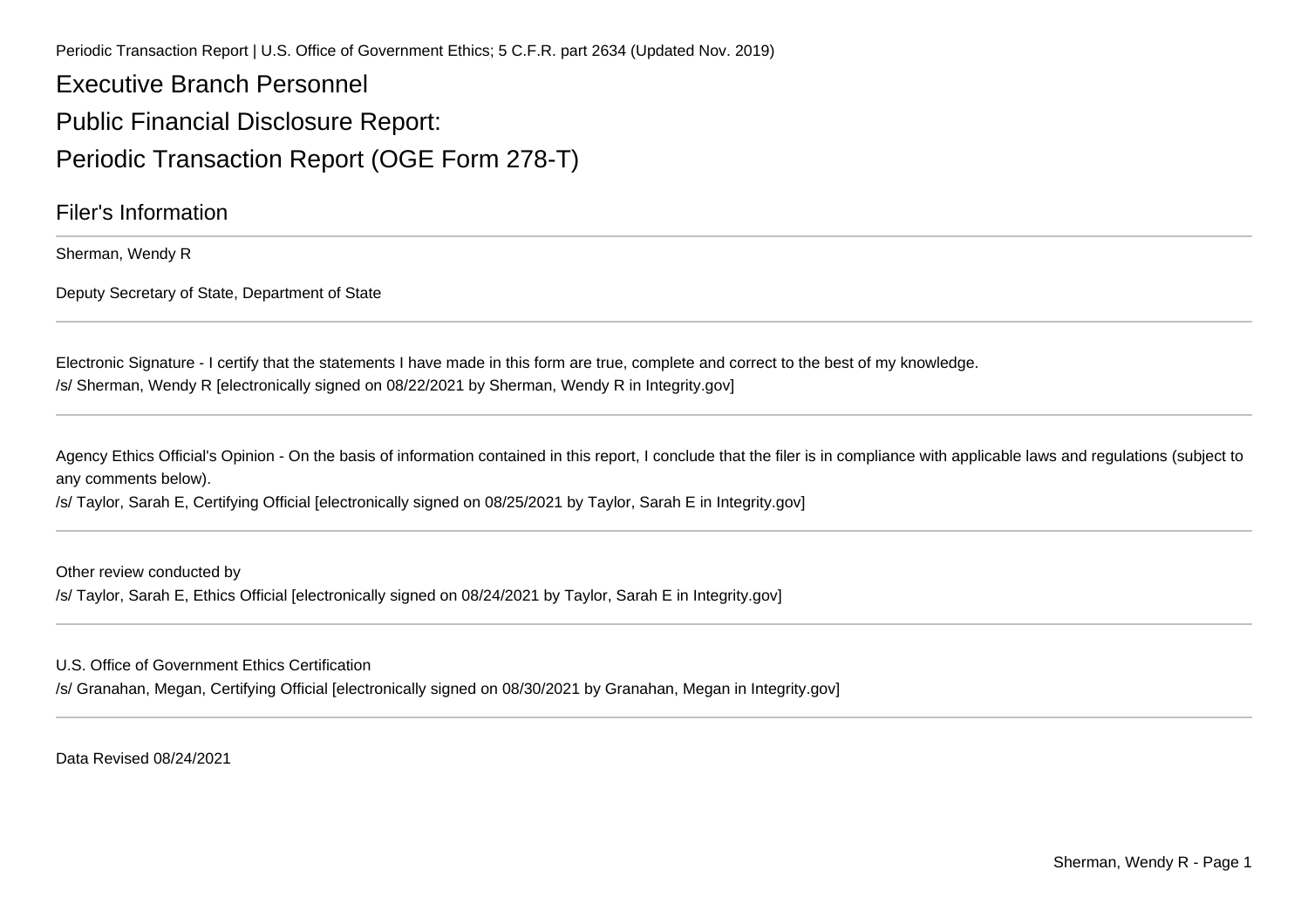Periodic Transaction Report | U.S. Office of Government Ethics; 5 C.F.R. part 2634 (Updated Nov. 2019)

# Executive Branch Personnel

# Public Financial Disclosure Report:

# Periodic Transaction Report (OGE Form 278-T)

## Filer's Information

Sherman, Wendy R

Deputy Secretary of State, Department of State

---

Electronic Signature - I certify that the statements I have made in this form are true, complete and correct to the best of my knowledge.

/s/ Sherman, Wendy R [electronically signed on 08/22/2021 by Sherman, Wendy R in Integrity.gov]

---

Agency Ethics Official's Opinion - On the basis of information contained in this report, I conclude that the filer is in compliance with applicable laws and regulations (subject to any comments below).

/s/ Taylor, Sarah E, Certifying Official [electronically signed on 08/25/2021 by Taylor, Sarah E in Integrity.gov]

---

Other review conducted by

/s/ Taylor, Sarah E, Ethics Official [electronically signed on 08/24/2021 by Taylor, Sarah E in Integrity.gov]

---

U.S. Office of Government Ethics Certification

/s/ Granahan, Megan, Certifying Official [electronically signed on 08/30/2021 by Granahan, Megan in Integrity.gov]

---

Data Revised 08/24/2021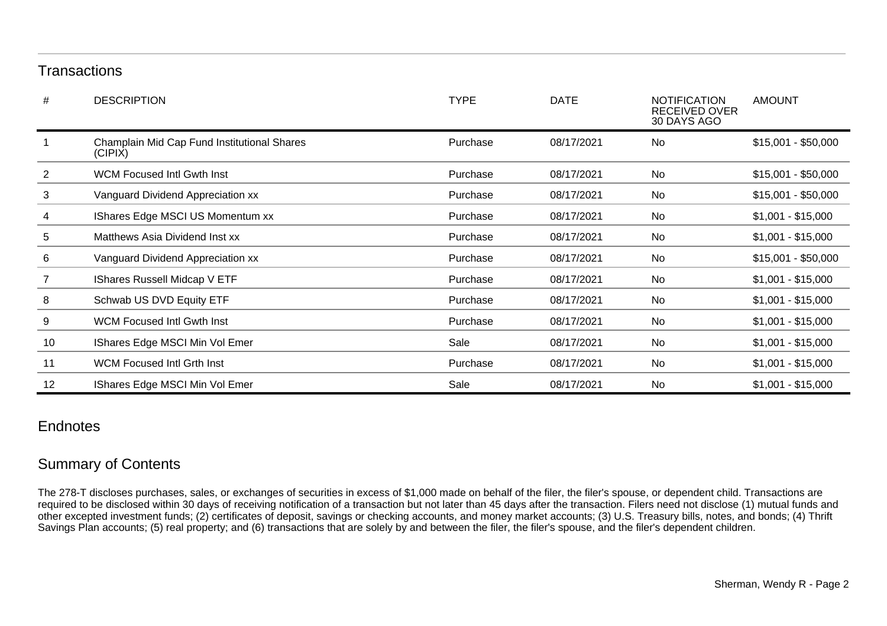## Transactions

| # | DESCRIPTION | TYPE | DATE | NOTIFICATION RECEIVED OVER 30 DAYS AGO | AMOUNT |
|---|---|---|---|---|---|
| 1 | Champlain Mid Cap Fund Institutional Shares (CIPIX) | Purchase | 08/17/2021 | No | $15,001 - $50,000 |
| 2 | WCM Focused Intl Gwth Inst | Purchase | 08/17/2021 | No | $15,001 - $50,000 |
| 3 | Vanguard Dividend Appreciation xx | Purchase | 08/17/2021 | No | $15,001 - $50,000 |
| 4 | IShares Edge MSCI US Momentum xx | Purchase | 08/17/2021 | No | $1,001 - $15,000 |
| 5 | Matthews Asia Dividend Inst xx | Purchase | 08/17/2021 | No | $1,001 - $15,000 |
| 6 | Vanguard Dividend Appreciation xx | Purchase | 08/17/2021 | No | $15,001 - $50,000 |
| 7 | IShares Russell Midcap V ETF | Purchase | 08/17/2021 | No | $1,001 - $15,000 |
| 8 | Schwab US DVD Equity ETF | Purchase | 08/17/2021 | No | $1,001 - $15,000 |
| 9 | WCM Focused Intl Gwth Inst | Purchase | 08/17/2021 | No | $1,001 - $15,000 |
| 10 | IShares Edge MSCI Min Vol Emer | Sale | 08/17/2021 | No | $1,001 - $15,000 |
| 11 | WCM Focused Intl Grth Inst | Purchase | 08/17/2021 | No | $1,001 - $15,000 |
| 12 | IShares Edge MSCI Min Vol Emer | Sale | 08/17/2021 | No | $1,001 - $15,000 |

## Endnotes

## Summary of Contents

The 278-T discloses purchases, sales, or exchanges of securities in excess of $1,000 made on behalf of the filer, the filer's spouse, or dependent child. Transactions are required to be disclosed within 30 days of receiving notification of a transaction but not later than 45 days after the transaction. Filers need not disclose (1) mutual funds and other excepted investment funds; (2) certificates of deposit, savings or checking accounts, and money market accounts; (3) U.S. Treasury bills, notes, and bonds; (4) Thrift Savings Plan accounts; (5) real property; and (6) transactions that are solely by and between the filer, the filer's spouse, and the filer's dependent children.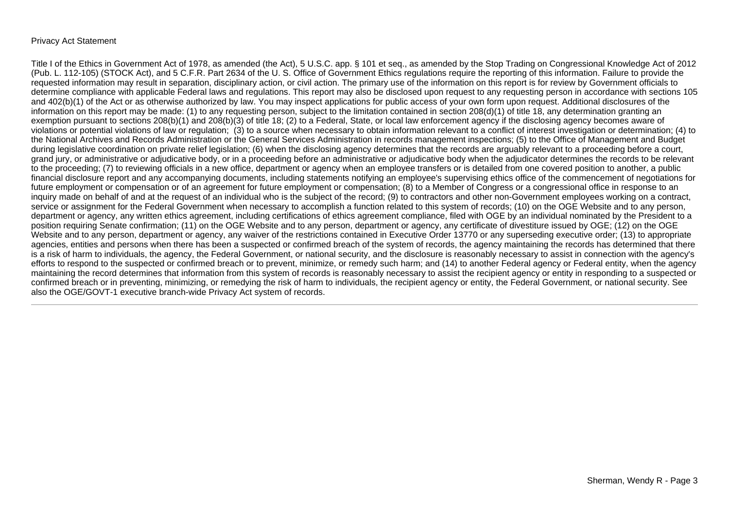Privacy Act Statement

Title I of the Ethics in Government Act of 1978, as amended (the Act), 5 U.S.C. app. § 101 et seq., as amended by the Stop Trading on Congressional Knowledge Act of 2012 (Pub. L. 112-105) (STOCK Act), and 5 C.F.R. Part 2634 of the U. S. Office of Government Ethics regulations require the reporting of this information. Failure to provide the requested information may result in separation, disciplinary action, or civil action. The primary use of the information on this report is for review by Government officials to determine compliance with applicable Federal laws and regulations. This report may also be disclosed upon request to any requesting person in accordance with sections 105 and 402(b)(1) of the Act or as otherwise authorized by law. You may inspect applications for public access of your own form upon request. Additional disclosures of the information on this report may be made: (1) to any requesting person, subject to the limitation contained in section 208(d)(1) of title 18, any determination granting an exemption pursuant to sections 208(b)(1) and 208(b)(3) of title 18; (2) to a Federal, State, or local law enforcement agency if the disclosing agency becomes aware of violations or potential violations of law or regulation; (3) to a source when necessary to obtain information relevant to a conflict of interest investigation or determination; (4) to the National Archives and Records Administration or the General Services Administration in records management inspections; (5) to the Office of Management and Budget during legislative coordination on private relief legislation; (6) when the disclosing agency determines that the records are arguably relevant to a proceeding before a court, grand jury, or administrative or adjudicative body, or in a proceeding before an administrative or adjudicative body when the adjudicator determines the records to be relevant to the proceeding; (7) to reviewing officials in a new office, department or agency when an employee transfers or is detailed from one covered position to another, a public financial disclosure report and any accompanying documents, including statements notifying an employee's supervising ethics office of the commencement of negotiations for future employment or compensation or of an agreement for future employment or compensation; (8) to a Member of Congress or a congressional office in response to an inquiry made on behalf of and at the request of an individual who is the subject of the record; (9) to contractors and other non-Government employees working on a contract, service or assignment for the Federal Government when necessary to accomplish a function related to this system of records; (10) on the OGE Website and to any person, department or agency, any written ethics agreement, including certifications of ethics agreement compliance, filed with OGE by an individual nominated by the President to a position requiring Senate confirmation; (11) on the OGE Website and to any person, department or agency, any certificate of divestiture issued by OGE; (12) on the OGE Website and to any person, department or agency, any waiver of the restrictions contained in Executive Order 13770 or any superseding executive order; (13) to appropriate agencies, entities and persons when there has been a suspected or confirmed breach of the system of records, the agency maintaining the records has determined that there is a risk of harm to individuals, the agency, the Federal Government, or national security, and the disclosure is reasonably necessary to assist in connection with the agency's efforts to respond to the suspected or confirmed breach or to prevent, minimize, or remedy such harm; and (14) to another Federal agency or Federal entity, when the agency maintaining the record determines that information from this system of records is reasonably necessary to assist the recipient agency or entity in responding to a suspected or confirmed breach or in preventing, minimizing, or remedying the risk of harm to individuals, the recipient agency or entity, the Federal Government, or national security. See also the OGE/GOVT-1 executive branch-wide Privacy Act system of records.